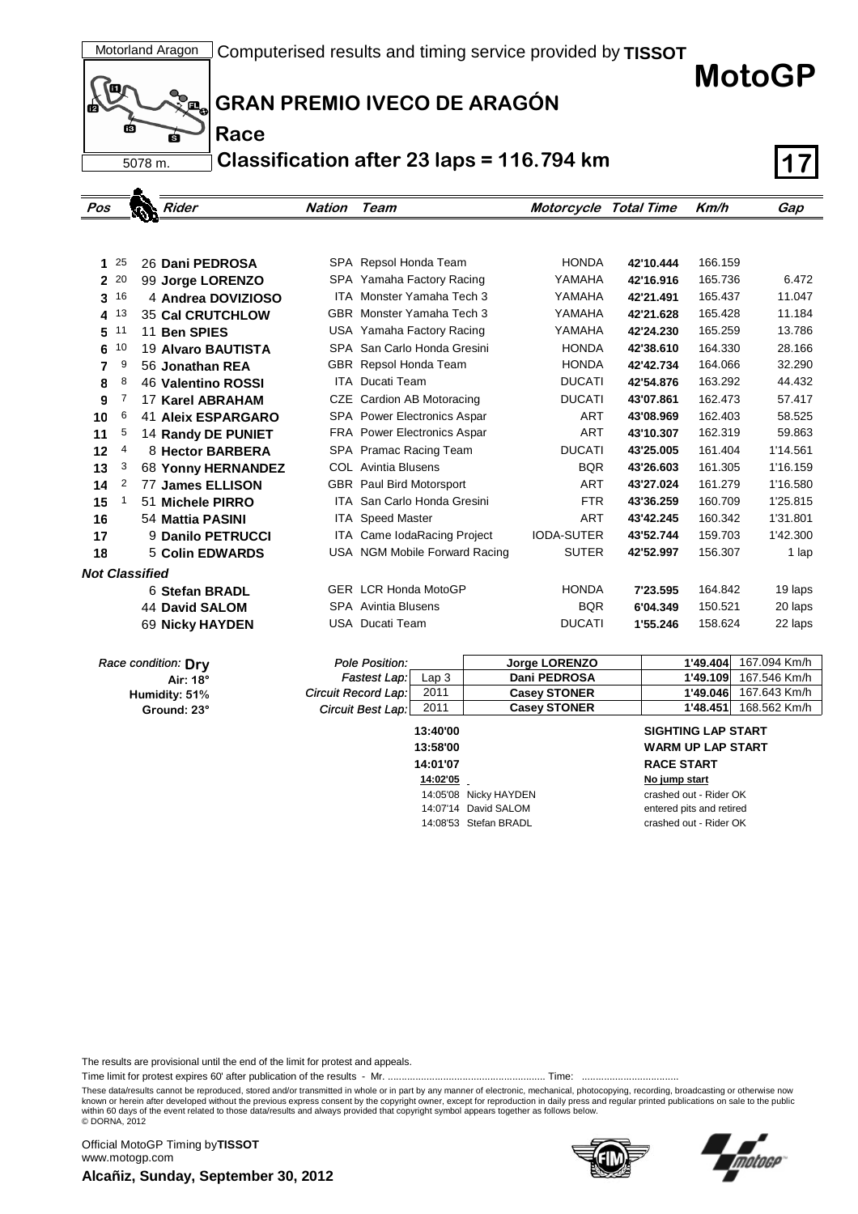Motorland Aragon

Computerised results and timing service provided by **TISSOT**

# MotoGP

## GRAN PREMIO IVECO DE ARAGÓN

### Race

5078 m.

### Classification after 23 laps = 116.794 km

**17**

| Pos | | Rider | Nation | Team | Motorcycle | Total Time | Km/h | Gap |
|---|---|---|---|---|---|---|---|---|
| 1 | 25 | 26 **Dani PEDROSA** | SPA | Repsol Honda Team | HONDA | **42'10.444** | 166.159 | |
| 2 | 20 | 99 **Jorge LORENZO** | SPA | Yamaha Factory Racing | YAMAHA | **42'16.916** | 165.736 | 6.472 |
| 3 | 16 | 4 **Andrea DOVIZIOSO** | ITA | Monster Yamaha Tech 3 | YAMAHA | **42'21.491** | 165.437 | 11.047 |
| 4 | 13 | 35 **Cal CRUTCHLOW** | GBR | Monster Yamaha Tech 3 | YAMAHA | **42'21.628** | 165.428 | 11.184 |
| 5 | 11 | 11 **Ben SPIES** | USA | Yamaha Factory Racing | YAMAHA | **42'24.230** | 165.259 | 13.786 |
| 6 | 10 | 19 **Alvaro BAUTISTA** | SPA | San Carlo Honda Gresini | HONDA | **42'38.610** | 164.330 | 28.166 |
| 7 | 9 | 56 **Jonathan REA** | GBR | Repsol Honda Team | HONDA | **42'42.734** | 164.066 | 32.290 |
| 8 | 8 | 46 **Valentino ROSSI** | ITA | Ducati Team | DUCATI | **42'54.876** | 163.292 | 44.432 |
| 9 | 7 | 17 **Karel ABRAHAM** | CZE | Cardion AB Motoracing | DUCATI | **43'07.861** | 162.473 | 57.417 |
| 10 | 6 | 41 **Aleix ESPARGARO** | SPA | Power Electronics Aspar | ART | **43'08.969** | 162.403 | 58.525 |
| 11 | 5 | 14 **Randy DE PUNIET** | FRA | Power Electronics Aspar | ART | **43'10.307** | 162.319 | 59.863 |
| 12 | 4 | 8 **Hector BARBERA** | SPA | Pramac Racing Team | DUCATI | **43'25.005** | 161.404 | 1'14.561 |
| 13 | 3 | 68 **Yonny HERNANDEZ** | COL | Avintia Blusens | BQR | **43'26.603** | 161.305 | 1'16.159 |
| 14 | 2 | 77 **James ELLISON** | GBR | Paul Bird Motorsport | ART | **43'27.024** | 161.279 | 1'16.580 |
| 15 | 1 | 51 **Michele PIRRO** | ITA | San Carlo Honda Gresini | FTR | **43'36.259** | 160.709 | 1'25.815 |
| 16 | | 54 **Mattia PASINI** | ITA | Speed Master | ART | **43'42.245** | 160.342 | 1'31.801 |
| 17 | | 9 **Danilo PETRUCCI** | ITA | Came IodaRacing Project | IODA-SUTER | **43'52.744** | 159.703 | 1'42.300 |
| 18 | | 5 **Colin EDWARDS** | USA | NGM Mobile Forward Racing | SUTER | **42'52.997** | 156.307 | 1 lap |
| ***Not Classified*** | | | | | | | | |
| | | 6 **Stefan BRADL** | GER | LCR Honda MotoGP | HONDA | **7'23.595** | 164.842 | 19 laps |
| | | 44 **David SALOM** | SPA | Avintia Blusens | BQR | **6'04.349** | 150.521 | 20 laps |
| | | 69 **Nicky HAYDEN** | USA | Ducati Team | DUCATI | **1'55.246** | 158.624 | 22 laps |

*Race condition:* **Dry**
**Air: 18°**
**Humidity: 51%**
**Ground: 23°**

| | | | | |
|---|---|---|---|---|
| *Pole Position:* | | **Jorge LORENZO** | **1'49.404** | 167.094 Km/h |
| *Fastest Lap:* | Lap 3 | **Dani PEDROSA** | **1'49.109** | 167.546 Km/h |
| *Circuit Record Lap:* | 2011 | **Casey STONER** | **1'49.046** | 167.643 Km/h |
| *Circuit Best Lap:* | 2011 | **Casey STONER** | **1'48.451** | 168.562 Km/h |

| | | |
|---|---|---|
| **13:40'00** | | **SIGHTING LAP START** |
| **13:58'00** | | **WARM UP LAP START** |
| **14:01'07** | | **RACE START** |
| **14:02'05** | | **No jump start** |
| 14:05'08 | Nicky HAYDEN | crashed out - Rider OK |
| 14:07'14 | David SALOM | entered pits and retired |
| 14:08'53 | Stefan BRADL | crashed out - Rider OK |

The results are provisional until the end of the limit for protest and appeals.

Time limit for protest expires 60' after publication of the results - Mr. ........................................................ Time: ..................................

These data/results cannot be reproduced, stored and/or transmitted in whole or in part by any manner of electronic, mechanical, photocopying, recording, broadcasting or otherwise now known or herein after developed without the previous express consent by the copyright owner, except for reproduction in daily press and regular printed publications on sale to the public within 60 days of the event related to those data/results and always provided that copyright symbol appears together as follows below.
© DORNA, 2012

Official MotoGP Timing by **TISSOT**
www.motogp.com

**Alcañiz, Sunday, September 30, 2012**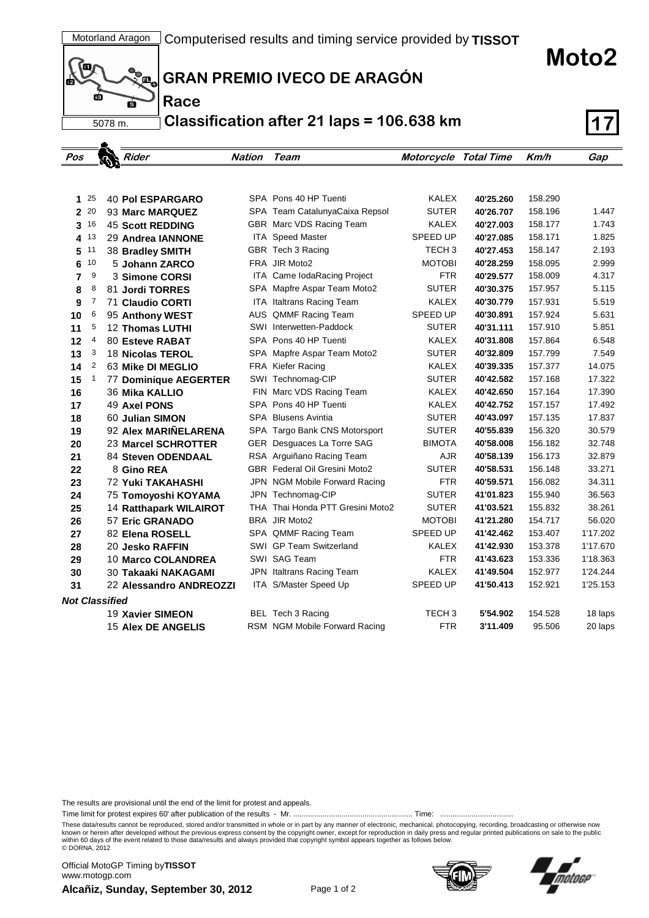Motorland Aragon

Computerised results and timing service provided by **TISSOT**

# Moto2

## GRAN PREMIO IVECO DE ARAGÓN

### Race

5078 m.

### Classification after 21 laps = 106.638 km

**17**

| Pos | | Rider | Nation | Team | Motorcycle | Total Time | Km/h | Gap |
|---|---|---|---|---|---|---|---|---|
| 1 | 25 | 40 **Pol ESPARGARO** | SPA | Pons 40 HP Tuenti | KALEX | **40'25.260** | 158.290 | |
| 2 | 20 | 93 **Marc MARQUEZ** | SPA | Team CatalunyaCaixa Repsol | SUTER | **40'26.707** | 158.196 | 1.447 |
| 3 | 16 | 45 **Scott REDDING** | GBR | Marc VDS Racing Team | KALEX | **40'27.003** | 158.177 | 1.743 |
| 4 | 13 | 29 **Andrea IANNONE** | ITA | Speed Master | SPEED UP | **40'27.085** | 158.171 | 1.825 |
| 5 | 11 | 38 **Bradley SMITH** | GBR | Tech 3 Racing | TECH 3 | **40'27.453** | 158.147 | 2.193 |
| 6 | 10 | 5 **Johann ZARCO** | FRA | JIR Moto2 | MOTOBI | **40'28.259** | 158.095 | 2.999 |
| 7 | 9 | 3 **Simone CORSI** | ITA | Came IodaRacing Project | FTR | **40'29.577** | 158.009 | 4.317 |
| 8 | 8 | 81 **Jordi TORRES** | SPA | Mapfre Aspar Team Moto2 | SUTER | **40'30.375** | 157.957 | 5.115 |
| 9 | 7 | 71 **Claudio CORTI** | ITA | Italtrans Racing Team | KALEX | **40'30.779** | 157.931 | 5.519 |
| 10 | 6 | 95 **Anthony WEST** | AUS | QMMF Racing Team | SPEED UP | **40'30.891** | 157.924 | 5.631 |
| 11 | 5 | 12 **Thomas LUTHI** | SWI | Interwetten-Paddock | SUTER | **40'31.111** | 157.910 | 5.851 |
| 12 | 4 | 80 **Esteve RABAT** | SPA | Pons 40 HP Tuenti | KALEX | **40'31.808** | 157.864 | 6.548 |
| 13 | 3 | 18 **Nicolas TEROL** | SPA | Mapfre Aspar Team Moto2 | SUTER | **40'32.809** | 157.799 | 7.549 |
| 14 | 2 | 63 **Mike DI MEGLIO** | FRA | Kiefer Racing | KALEX | **40'39.335** | 157.377 | 14.075 |
| 15 | 1 | 77 **Dominique AEGERTER** | SWI | Technomag-CIP | SUTER | **40'42.582** | 157.168 | 17.322 |
| 16 | | 36 **Mika KALLIO** | FIN | Marc VDS Racing Team | KALEX | **40'42.650** | 157.164 | 17.390 |
| 17 | | 49 **Axel PONS** | SPA | Pons 40 HP Tuenti | KALEX | **40'42.752** | 157.157 | 17.492 |
| 18 | | 60 **Julian SIMON** | SPA | Blusens Avintia | SUTER | **40'43.097** | 157.135 | 17.837 |
| 19 | | 92 **Alex MARIÑELARENA** | SPA | Targo Bank CNS Motorsport | SUTER | **40'55.839** | 156.320 | 30.579 |
| 20 | | 23 **Marcel SCHROTTER** | GER | Desguaces La Torre SAG | BIMOTA | **40'58.008** | 156.182 | 32.748 |
| 21 | | 84 **Steven ODENDAAL** | RSA | Arguiñano Racing Team | AJR | **40'58.139** | 156.173 | 32.879 |
| 22 | | 8 **Gino REA** | GBR | Federal Oil Gresini Moto2 | SUTER | **40'58.531** | 156.148 | 33.271 |
| 23 | | 72 **Yuki TAKAHASHI** | JPN | NGM Mobile Forward Racing | FTR | **40'59.571** | 156.082 | 34.311 |
| 24 | | 75 **Tomoyoshi KOYAMA** | JPN | Technomag-CIP | SUTER | **41'01.823** | 155.940 | 36.563 |
| 25 | | 14 **Ratthapark WILAIROT** | THA | Thai Honda PTT Gresini Moto2 | SUTER | **41'03.521** | 155.832 | 38.261 |
| 26 | | 57 **Eric GRANADO** | BRA | JIR Moto2 | MOTOBI | **41'21.280** | 154.717 | 56.020 |
| 27 | | 82 **Elena ROSELL** | SPA | QMMF Racing Team | SPEED UP | **41'42.462** | 153.407 | 1'17.202 |
| 28 | | 20 **Jesko RAFFIN** | SWI | GP Team Switzerland | KALEX | **41'42.930** | 153.378 | 1'17.670 |
| 29 | | 10 **Marco COLANDREA** | SWI | SAG Team | FTR | **41'43.623** | 153.336 | 1'18.363 |
| 30 | | 30 **Takaaki NAKAGAMI** | JPN | Italtrans Racing Team | KALEX | **41'49.504** | 152.977 | 1'24.244 |
| 31 | | 22 **Alessandro ANDREOZZI** | ITA | S/Master Speed Up | SPEED UP | **41'50.413** | 152.921 | 1'25.153 |
| ***Not Classified*** | | | | | | | | |
| | | 19 **Xavier SIMEON** | BEL | Tech 3 Racing | TECH 3 | **5'54.902** | 154.528 | 18 laps |
| | | 15 **Alex DE ANGELIS** | RSM | NGM Mobile Forward Racing | FTR | **3'11.409** | 95.506 | 20 laps |

The results are provisional until the end of the limit for protest and appeals.

Time limit for protest expires 60' after publication of the results - Mr. ......................................................... Time: ...................................

These data/results cannot be reproduced, stored and/or transmitted in whole or in part by any manner of electronic, mechanical, photocopying, recording, broadcasting or otherwise now known or herein after developed without the previous express consent by the copyright owner, except for reproduction in daily press and regular printed publications on sale to the public within 60 days of the event related to those data/results and always provided that copyright symbol appears together as follows below.
© DORNA, 2012

Official MotoGP Timing by **TISSOT**
www.motogp.com

**Alcañiz, Sunday, September 30, 2012**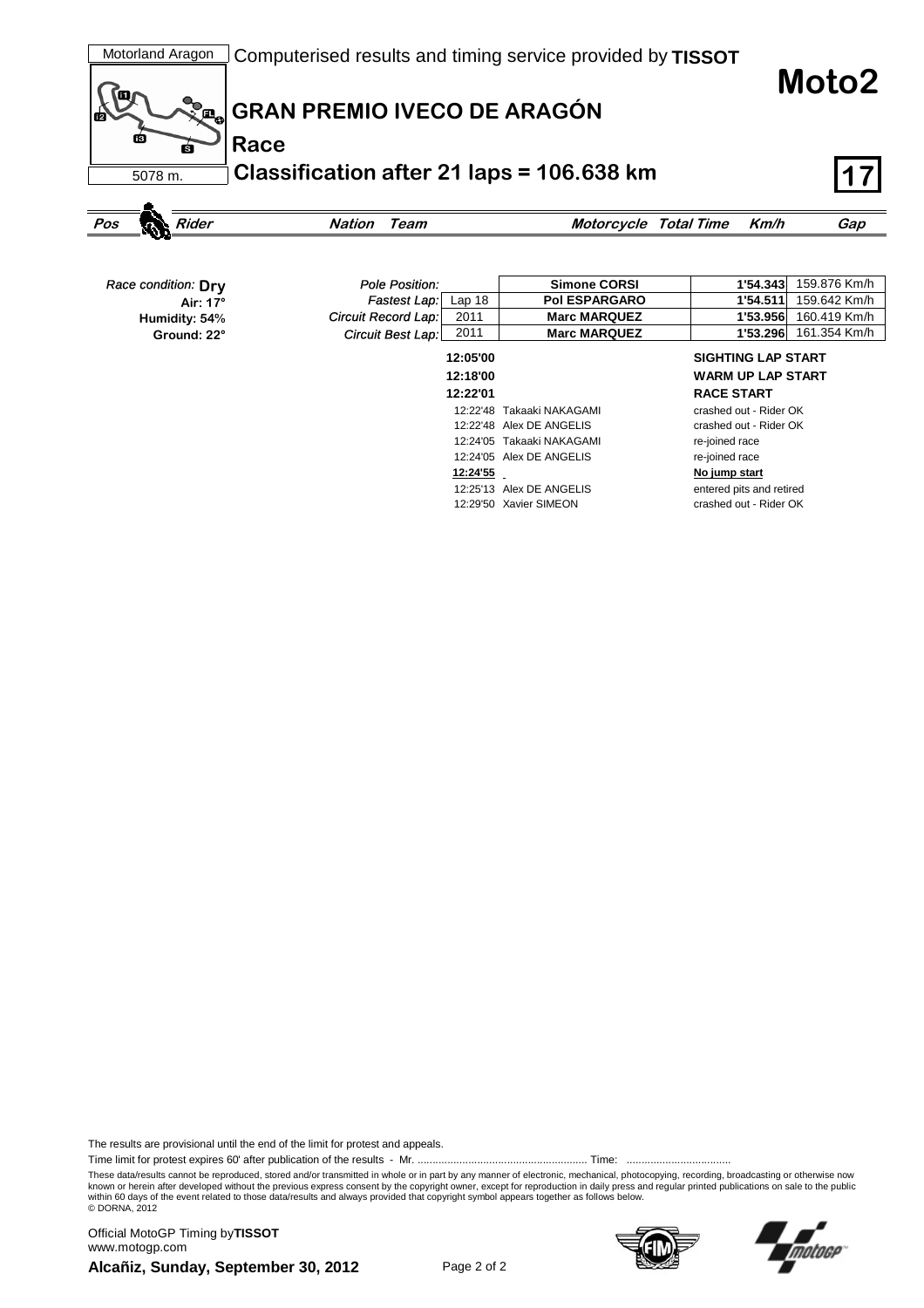Motorland Aragon

Computerised results and timing service provided by **TISSOT**

# Moto2

## GRAN PREMIO IVECO DE ARAGÓN

**Race**

5078 m.

**Classification after 21 laps = 106.638 km**

**17**

| *Pos* | *Rider* | *Nation* | *Team* | *Motorcycle* | *Total Time* | *Km/h* | *Gap* |
|---|---|---|---|---|---|---|---|

*Race condition:* **Dry**
Air: 17°
Humidity: 54%
Ground: 22°

| | | | | |
|---|---|---|---|---|
| *Pole Position:* | | **Simone CORSI** | **1'54.343** | 159.876 Km/h |
| *Fastest Lap:* | Lap 18 | **Pol ESPARGARO** | **1'54.511** | 159.642 Km/h |
| *Circuit Record Lap:* | 2011 | **Marc MARQUEZ** | **1'53.956** | 160.419 Km/h |
| *Circuit Best Lap:* | 2011 | **Marc MARQUEZ** | **1'53.296** | 161.354 Km/h |

| | | |
|---|---|---|
| **12:05'00** | | **SIGHTING LAP START** |
| **12:18'00** | | **WARM UP LAP START** |
| **12:22'01** | | **RACE START** |
| 12:22'48 | Takaaki NAKAGAMI | crashed out - Rider OK |
| 12:22'48 | Alex DE ANGELIS | crashed out - Rider OK |
| 12:24'05 | Takaaki NAKAGAMI | re-joined race |
| 12:24'05 | Alex DE ANGELIS | re-joined race |
| **12:24'55** | | **No jump start** |
| 12:25'13 | Alex DE ANGELIS | entered pits and retired |
| 12:29'50 | Xavier SIMEON | crashed out - Rider OK |

The results are provisional until the end of the limit for protest and appeals.

Time limit for protest expires 60' after publication of the results - Mr. ........................................................ Time: ..................................

These data/results cannot be reproduced, stored and/or transmitted in whole or in part by any manner of electronic, mechanical, photocopying, recording, broadcasting or otherwise now known or herein after developed without the previous express consent by the copyright owner, except for reproduction in daily press and regular printed publications on sale to the public within 60 days of the event related to those data/results and always provided that copyright symbol appears together as follows below.
© DORNA, 2012

Official MotoGP Timing by**TISSOT**
www.motogp.com

**Alcañiz, Sunday, September 30, 2012**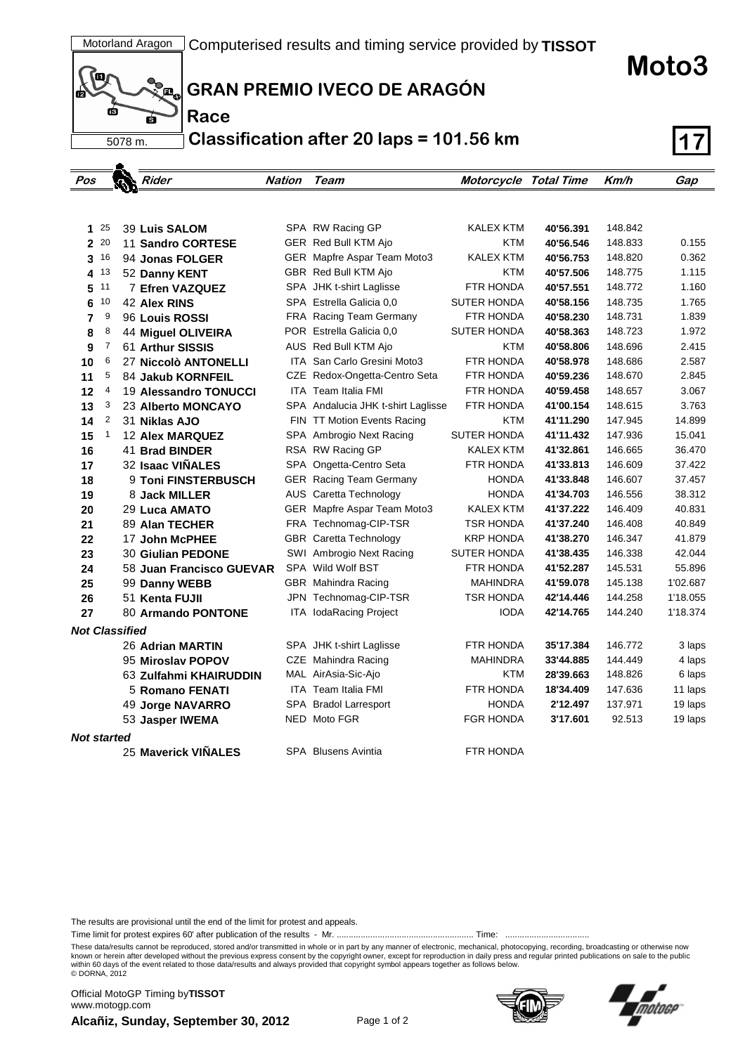Motorland Aragon

Computerised results and timing service provided by **TISSOT**

# Moto3

## GRAN PREMIO IVECO DE ARAGÓN

**Race**

5078 m.

**Classification after 20 laps = 101.56 km**

**17**

| Pos | Points | Num | Rider | Nation | Team | Motorcycle | Total Time | Km/h | Gap |
|---|---|---|---|---|---|---|---|---|---|
| 1 | 25 | 39 | **Luis SALOM** | SPA | RW Racing GP | KALEX KTM | **40'56.391** | 148.842 | |
| 2 | 20 | 11 | **Sandro CORTESE** | GER | Red Bull KTM Ajo | KTM | **40'56.546** | 148.833 | 0.155 |
| 3 | 16 | 94 | **Jonas FOLGER** | GER | Mapfre Aspar Team Moto3 | KALEX KTM | **40'56.753** | 148.820 | 0.362 |
| 4 | 13 | 52 | **Danny KENT** | GBR | Red Bull KTM Ajo | KTM | **40'57.506** | 148.775 | 1.115 |
| 5 | 11 | 7 | **Efren VAZQUEZ** | SPA | JHK t-shirt Laglisse | FTR HONDA | **40'57.551** | 148.772 | 1.160 |
| 6 | 10 | 42 | **Alex RINS** | SPA | Estrella Galicia 0,0 | SUTER HONDA | **40'58.156** | 148.735 | 1.765 |
| 7 | 9 | 96 | **Louis ROSSI** | FRA | Racing Team Germany | FTR HONDA | **40'58.230** | 148.731 | 1.839 |
| 8 | 8 | 44 | **Miguel OLIVEIRA** | POR | Estrella Galicia 0,0 | SUTER HONDA | **40'58.363** | 148.723 | 1.972 |
| 9 | 7 | 61 | **Arthur SISSIS** | AUS | Red Bull KTM Ajo | KTM | **40'58.806** | 148.696 | 2.415 |
| 10 | 6 | 27 | **Niccolò ANTONELLI** | ITA | San Carlo Gresini Moto3 | FTR HONDA | **40'58.978** | 148.686 | 2.587 |
| 11 | 5 | 84 | **Jakub KORNFEIL** | CZE | Redox-Ongetta-Centro Seta | FTR HONDA | **40'59.236** | 148.670 | 2.845 |
| 12 | 4 | 19 | **Alessandro TONUCCI** | ITA | Team Italia FMI | FTR HONDA | **40'59.458** | 148.657 | 3.067 |
| 13 | 3 | 23 | **Alberto MONCAYO** | SPA | Andalucia JHK t-shirt Laglisse | FTR HONDA | **41'00.154** | 148.615 | 3.763 |
| 14 | 2 | 31 | **Niklas AJO** | FIN | TT Motion Events Racing | KTM | **41'11.290** | 147.945 | 14.899 |
| 15 | 1 | 12 | **Alex MARQUEZ** | SPA | Ambrogio Next Racing | SUTER HONDA | **41'11.432** | 147.936 | 15.041 |
| 16 | | 41 | **Brad BINDER** | RSA | RW Racing GP | KALEX KTM | **41'32.861** | 146.665 | 36.470 |
| 17 | | 32 | **Isaac VIÑALES** | SPA | Ongetta-Centro Seta | FTR HONDA | **41'33.813** | 146.609 | 37.422 |
| 18 | | 9 | **Toni FINSTERBUSCH** | GER | Racing Team Germany | HONDA | **41'33.848** | 146.607 | 37.457 |
| 19 | | 8 | **Jack MILLER** | AUS | Caretta Technology | HONDA | **41'34.703** | 146.556 | 38.312 |
| 20 | | 29 | **Luca AMATO** | GER | Mapfre Aspar Team Moto3 | KALEX KTM | **41'37.222** | 146.409 | 40.831 |
| 21 | | 89 | **Alan TECHER** | FRA | Technomag-CIP-TSR | TSR HONDA | **41'37.240** | 146.408 | 40.849 |
| 22 | | 17 | **John McPHEE** | GBR | Caretta Technology | KRP HONDA | **41'38.270** | 146.347 | 41.879 |
| 23 | | 30 | **Giulian PEDONE** | SWI | Ambrogio Next Racing | SUTER HONDA | **41'38.435** | 146.338 | 42.044 |
| 24 | | 58 | **Juan Francisco GUEVAR** | SPA | Wild Wolf BST | FTR HONDA | **41'52.287** | 145.531 | 55.896 |
| 25 | | 99 | **Danny WEBB** | GBR | Mahindra Racing | MAHINDRA | **41'59.078** | 145.138 | 1'02.687 |
| 26 | | 51 | **Kenta FUJII** | JPN | Technomag-CIP-TSR | TSR HONDA | **42'14.446** | 144.258 | 1'18.055 |
| 27 | | 80 | **Armando PONTONE** | ITA | IodaRacing Project | IODA | **42'14.765** | 144.240 | 1'18.374 |
| ***Not Classified*** | | | | | | | | | |
| | | 26 | **Adrian MARTIN** | SPA | JHK t-shirt Laglisse | FTR HONDA | **35'17.384** | 146.772 | 3 laps |
| | | 95 | **Miroslav POPOV** | CZE | Mahindra Racing | MAHINDRA | **33'44.885** | 144.449 | 4 laps |
| | | 63 | **Zulfahmi KHAIRUDDIN** | MAL | AirAsia-Sic-Ajo | KTM | **28'39.663** | 148.826 | 6 laps |
| | | 5 | **Romano FENATI** | ITA | Team Italia FMI | FTR HONDA | **18'34.409** | 147.636 | 11 laps |
| | | 49 | **Jorge NAVARRO** | SPA | Bradol Larresport | HONDA | **2'12.497** | 137.971 | 19 laps |
| | | 53 | **Jasper IWEMA** | NED | Moto FGR | FGR HONDA | **3'17.601** | 92.513 | 19 laps |
| ***Not started*** | | | | | | | | | |
| | | 25 | **Maverick VIÑALES** | SPA | Blusens Avintia | FTR HONDA | | | |

The results are provisional until the end of the limit for protest and appeals.

Time limit for protest expires 60' after publication of the results - Mr. ......................................................... Time: ...................................

These data/results cannot be reproduced, stored and/or transmitted in whole or in part by any manner of electronic, mechanical, photocopying, recording, broadcasting or otherwise now known or herein after developed without the previous express consent by the copyright owner, except for reproduction in daily press and regular printed publications on sale to the public within 60 days of the event related to those data/results and always provided that copyright symbol appears together as follows below.
© DORNA, 2012

Official MotoGP Timing by **TISSOT**
www.motogp.com

**Alcañiz, Sunday, September 30, 2012**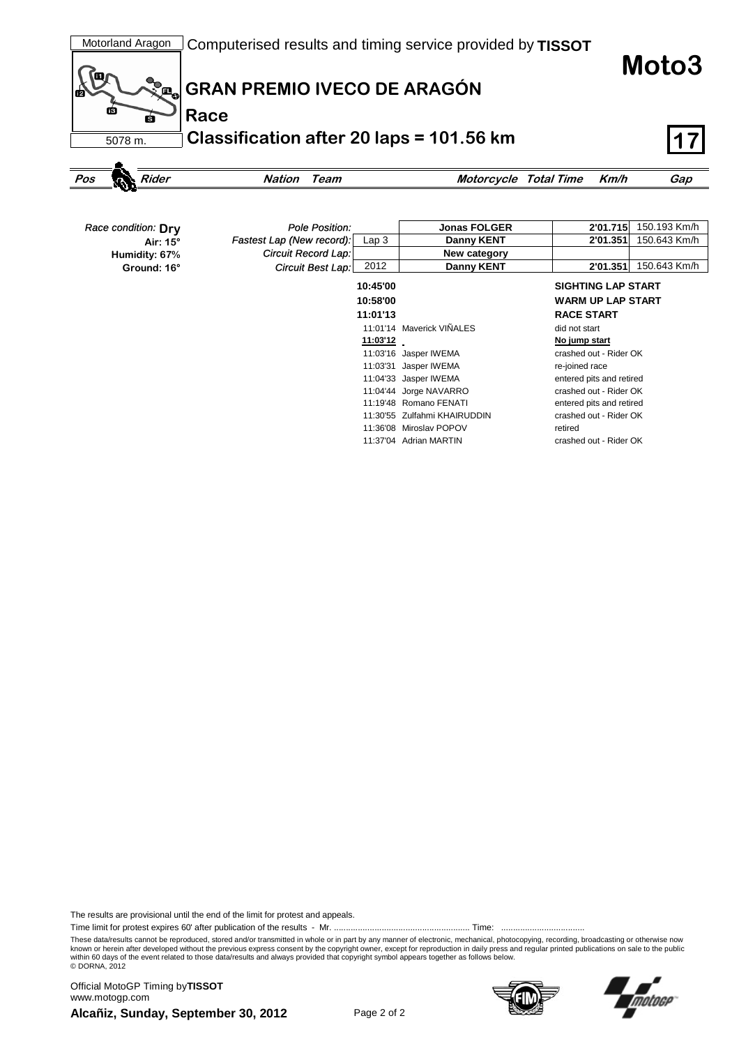Motorland Aragon — Computerised results and timing service provided by **TISSOT**

5078 m.

# Moto3

## GRAN PREMIO IVECO DE ARAGÓN

### Race

### Classification after 20 laps = 101.56 km

**17**

| *Pos* | *Rider* | *Nation* | *Team* | *Motorcycle* | *Total Time* | *Km/h* | *Gap* |
|---|---|---|---|---|---|---|---|

*Race condition:* **Dry**
**Air: 15°**
**Humidity: 67%**
**Ground: 16°**

| | | | | |
|---|---|---|---|---|
| *Pole Position:* | | **Jonas FOLGER** | **2'01.715** | 150.193 Km/h |
| *Fastest Lap (New record):* | Lap 3 | **Danny KENT** | **2'01.351** | 150.643 Km/h |
| *Circuit Record Lap:* | | **New category** | | |
| *Circuit Best Lap:* | 2012 | **Danny KENT** | **2'01.351** | 150.643 Km/h |

| | | |
|---|---|---|
| **10:45'00** | | **SIGHTING LAP START** |
| **10:58'00** | | **WARM UP LAP START** |
| **11:01'13** | | **RACE START** |
| 11:01'14 | Maverick VIÑALES | did not start |
| **11:03'12** | | **No jump start** |
| 11:03'16 | Jasper IWEMA | crashed out - Rider OK |
| 11:03'31 | Jasper IWEMA | re-joined race |
| 11:04'33 | Jasper IWEMA | entered pits and retired |
| 11:04'44 | Jorge NAVARRO | crashed out - Rider OK |
| 11:19'48 | Romano FENATI | entered pits and retired |
| 11:30'55 | Zulfahmi KHAIRUDDIN | crashed out - Rider OK |
| 11:36'08 | Miroslav POPOV | retired |
| 11:37'04 | Adrian MARTIN | crashed out - Rider OK |

The results are provisional until the end of the limit for protest and appeals.

Time limit for protest expires 60' after publication of the results - Mr. ........................................................ Time: ..................................

These data/results cannot be reproduced, stored and/or transmitted in whole or in part by any manner of electronic, mechanical, photocopying, recording, broadcasting or otherwise now known or herein after developed without the previous express consent by the copyright owner, except for reproduction in daily press and regular printed publications on sale to the public within 60 days of the event related to those data/results and always provided that copyright symbol appears together as follows below.
© DORNA, 2012

Official MotoGP Timing by **TISSOT**
www.motogp.com

**Alcañiz, Sunday, September 30, 2012**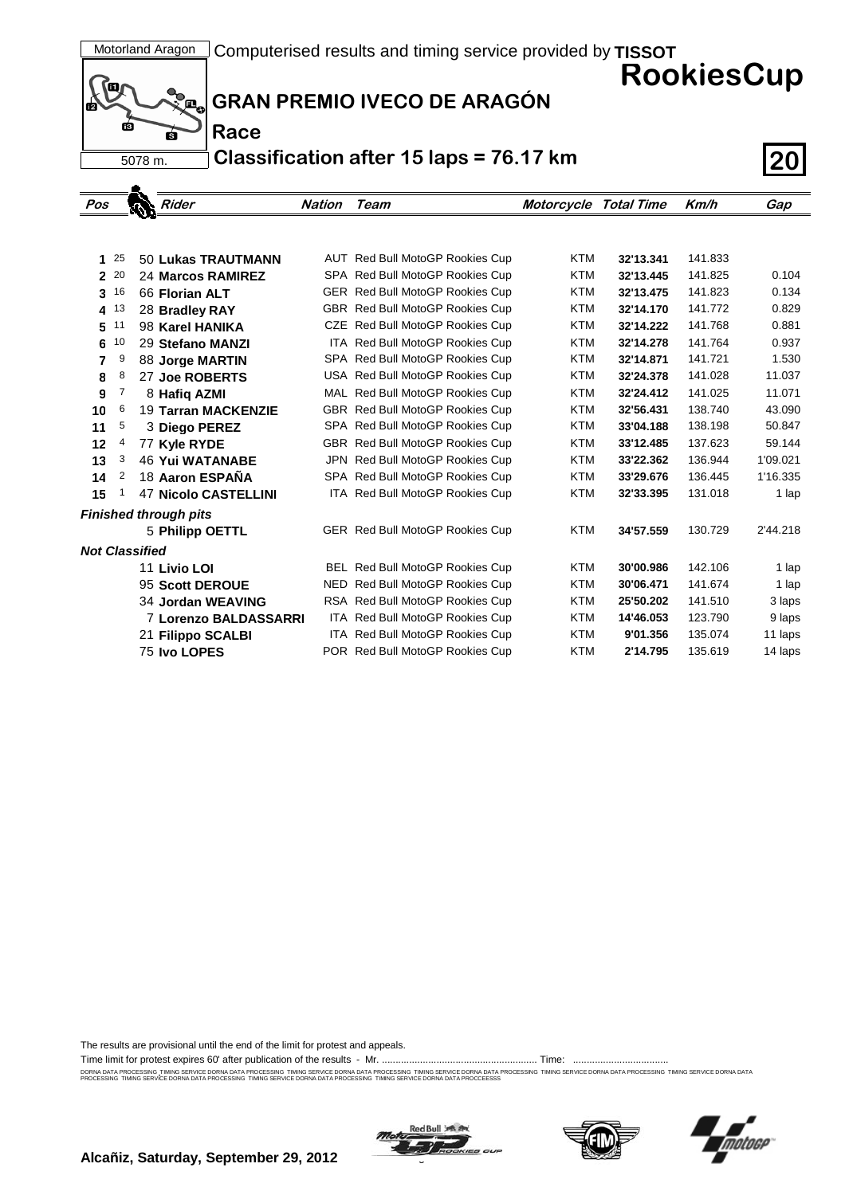Motorland Aragon

5078 m.

Computerised results and timing service provided by **TISSOT**

# RookiesCup

## GRAN PREMIO IVECO DE ARAGÓN

### Race

### Classification after 15 laps = 76.17 km

**20**

| Pos | | Rider | Nation | Team | Motorcycle | Total Time | Km/h | Gap |
|---|---|---|---|---|---|---|---|---|
| 1 | 25 | 50 **Lukas TRAUTMANN** | AUT | Red Bull MotoGP Rookies Cup | KTM | **32'13.341** | 141.833 | |
| 2 | 20 | 24 **Marcos RAMIREZ** | SPA | Red Bull MotoGP Rookies Cup | KTM | **32'13.445** | 141.825 | 0.104 |
| 3 | 16 | 66 **Florian ALT** | GER | Red Bull MotoGP Rookies Cup | KTM | **32'13.475** | 141.823 | 0.134 |
| 4 | 13 | 28 **Bradley RAY** | GBR | Red Bull MotoGP Rookies Cup | KTM | **32'14.170** | 141.772 | 0.829 |
| 5 | 11 | 98 **Karel HANIKA** | CZE | Red Bull MotoGP Rookies Cup | KTM | **32'14.222** | 141.768 | 0.881 |
| 6 | 10 | 29 **Stefano MANZI** | ITA | Red Bull MotoGP Rookies Cup | KTM | **32'14.278** | 141.764 | 0.937 |
| 7 | 9 | 88 **Jorge MARTIN** | SPA | Red Bull MotoGP Rookies Cup | KTM | **32'14.871** | 141.721 | 1.530 |
| 8 | 8 | 27 **Joe ROBERTS** | USA | Red Bull MotoGP Rookies Cup | KTM | **32'24.378** | 141.028 | 11.037 |
| 9 | 7 | 8 **Hafiq AZMI** | MAL | Red Bull MotoGP Rookies Cup | KTM | **32'24.412** | 141.025 | 11.071 |
| 10 | 6 | 19 **Tarran MACKENZIE** | GBR | Red Bull MotoGP Rookies Cup | KTM | **32'56.431** | 138.740 | 43.090 |
| 11 | 5 | 3 **Diego PEREZ** | SPA | Red Bull MotoGP Rookies Cup | KTM | **33'04.188** | 138.198 | 50.847 |
| 12 | 4 | 77 **Kyle RYDE** | GBR | Red Bull MotoGP Rookies Cup | KTM | **33'12.485** | 137.623 | 59.144 |
| 13 | 3 | 46 **Yui WATANABE** | JPN | Red Bull MotoGP Rookies Cup | KTM | **33'22.362** | 136.944 | 1'09.021 |
| 14 | 2 | 18 **Aaron ESPAÑA** | SPA | Red Bull MotoGP Rookies Cup | KTM | **33'29.676** | 136.445 | 1'16.335 |
| 15 | 1 | 47 **Nicolo CASTELLINI** | ITA | Red Bull MotoGP Rookies Cup | KTM | **32'33.395** | 131.018 | 1 lap |
| ***Finished through pits*** | | | | | | | | |
| | | 5 **Philipp OETTL** | GER | Red Bull MotoGP Rookies Cup | KTM | **34'57.559** | 130.729 | 2'44.218 |
| ***Not Classified*** | | | | | | | | |
| | | 11 **Livio LOI** | BEL | Red Bull MotoGP Rookies Cup | KTM | **30'00.986** | 142.106 | 1 lap |
| | | 95 **Scott DEROUE** | NED | Red Bull MotoGP Rookies Cup | KTM | **30'06.471** | 141.674 | 1 lap |
| | | 34 **Jordan WEAVING** | RSA | Red Bull MotoGP Rookies Cup | KTM | **25'50.202** | 141.510 | 3 laps |
| | | 7 **Lorenzo BALDASSARRI** | ITA | Red Bull MotoGP Rookies Cup | KTM | **14'46.053** | 123.790 | 9 laps |
| | | 21 **Filippo SCALBI** | ITA | Red Bull MotoGP Rookies Cup | KTM | **9'01.356** | 135.074 | 11 laps |
| | | 75 **Ivo LOPES** | POR | Red Bull MotoGP Rookies Cup | KTM | **2'14.795** | 135.619 | 14 laps |

The results are provisional until the end of the limit for protest and appeals.

Time limit for protest expires 60' after publication of the results - Mr. ......................................................... Time: ...................................

DORNA DATA PROCESSING TIMING SERVICE DORNA DATA PROCESSING TIMING SERVICE DORNA DATA PROCESSING TIMING SERVICE DORNA DATA PROCESSING TIMING SERVICE DORNA DATA PROCESSING TIMING SERVICE DORNA DATA PROCESSING TIMING SERVICE DORNA DATA PROCESSING TIMING SERVICE DORNA DATA PROCESSING TIMING SERVICE DORNA DATA PROCCEESSS

**Alcañiz, Saturday, September 29, 2012**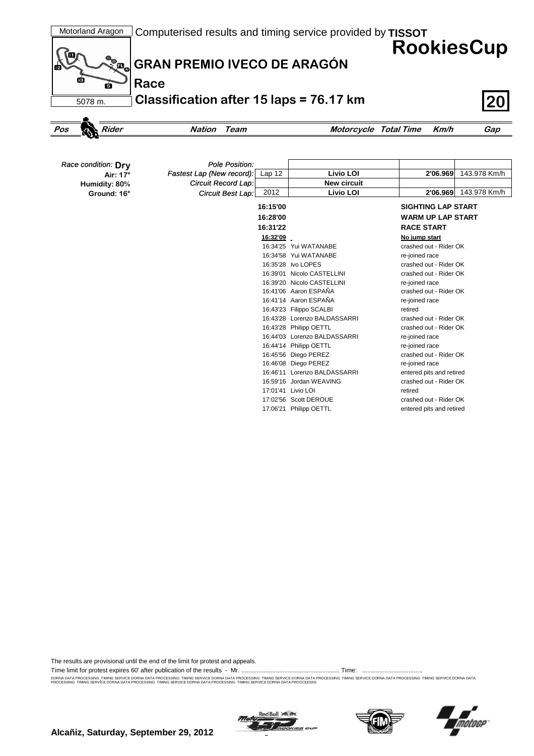Motorland Aragon

Computerised results and timing service provided by **TISSOT**

# RookiesCup

## GRAN PREMIO IVECO DE ARAGÓN

### Race

### Classification after 15 laps = 76.17 km

5078 m.

**20**

| Pos | Rider | Nation | Team | Motorcycle | Total Time | Km/h | Gap |
|---|---|---|---|---|---|---|---|

Race condition: **Dry**
Air: 17°
Humidity: 80%
Ground: 16°

| | | | | |
|---|---|---|---|---|
| Pole Position: | | | | |
| Fastest Lap (New record): | Lap 12 | Livio LOI | 2'06.969 | 143.978 Km/h |
| Circuit Record Lap: | | New circuit | | |
| Circuit Best Lap: | 2012 | Livio LOI | 2'06.969 | 143.978 Km/h |

| Time | Rider | Event |
|---|---|---|
| **16:15'00** | | **SIGHTING LAP START** |
| **16:28'00** | | **WARM UP LAP START** |
| **16:31'22** | | **RACE START** |
| **16:32'09** | | **No jump start** |
| 16:34'25 | Yui WATANABE | crashed out - Rider OK |
| 16:34'58 | Yui WATANABE | re-joined race |
| 16:35'28 | Ivo LOPES | crashed out - Rider OK |
| 16:39'01 | Nicolo CASTELLINI | crashed out - Rider OK |
| 16:39'20 | Nicolo CASTELLINI | re-joined race |
| 16:41'06 | Aaron ESPAÑA | crashed out - Rider OK |
| 16:41'14 | Aaron ESPAÑA | re-joined race |
| 16:43'23 | Filippo SCALBI | retired |
| 16:43'28 | Lorenzo BALDASSARRI | crashed out - Rider OK |
| 16:43'28 | Philipp OETTL | crashed out - Rider OK |
| 16:44'03 | Lorenzo BALDASSARRI | re-joined race |
| 16:44'14 | Philipp OETTL | re-joined race |
| 16:45'56 | Diego PEREZ | crashed out - Rider OK |
| 16:46'08 | Diego PEREZ | re-joined race |
| 16:46'11 | Lorenzo BALDASSARRI | entered pits and retired |
| 16:59'16 | Jordan WEAVING | crashed out - Rider OK |
| 17:01'41 | Livio LOI | retired |
| 17:02'56 | Scott DEROUE | crashed out - Rider OK |
| 17:06'21 | Philipp OETTL | entered pits and retired |

The results are provisional until the end of the limit for protest and appeals.

Time limit for protest expires 60' after publication of the results - Mr. ......................................................... Time: ...................................

DORNA DATA PROCESSING TIMING SERVICE DORNA DATA PROCESSING TIMING SERVICE DORNA DATA PROCESSING TIMING SERVICE DORNA DATA PROCESSING TIMING SERVICE DORNA DATA PROCESSING TIMING SERVICE DORNA DATA PROCESSING TIMING SERVICE DORNA DATA PROCESSING TIMING SERVICE DORNA DATA PROCESSING TIMING SERVICE DORNA DATA PROCCEESSS

**Alcañiz, Saturday, September 29, 2012**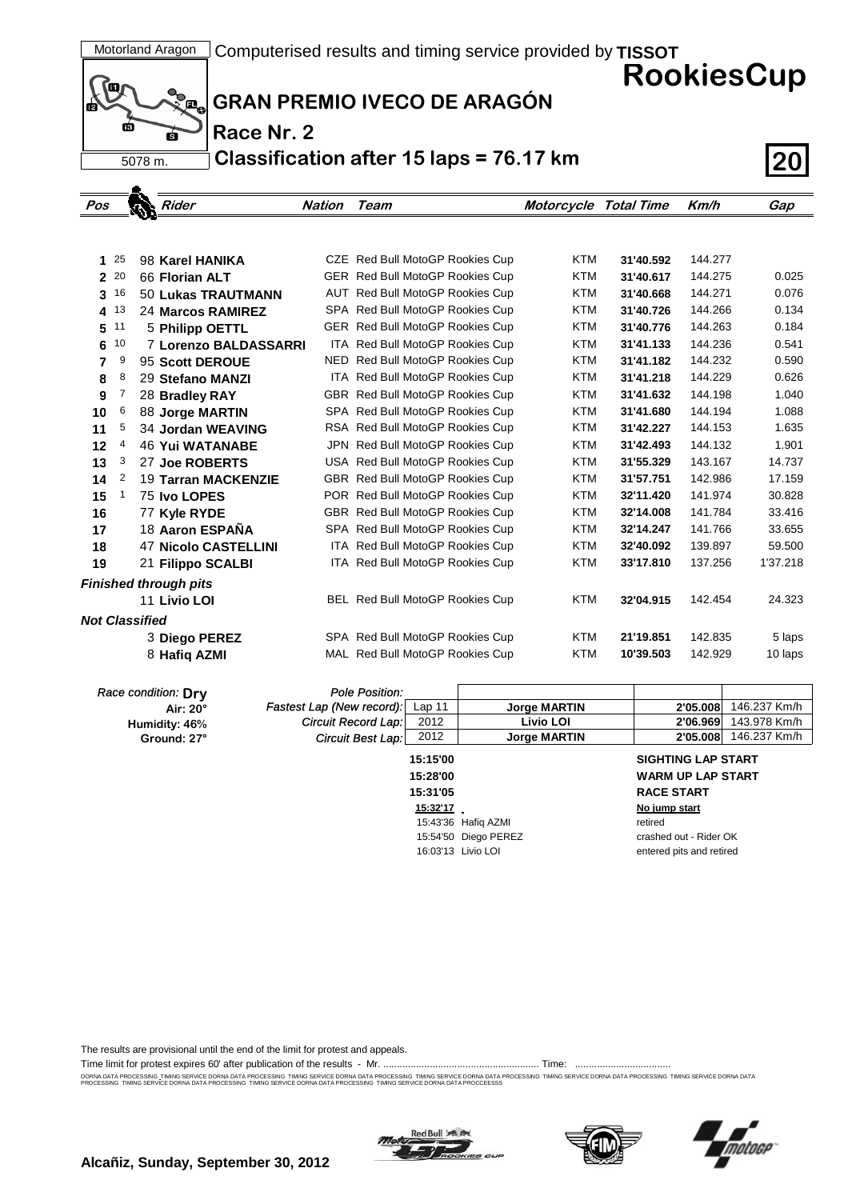Motorland Aragon

Computerised results and timing service provided by **TISSOT**

# RookiesCup

5078 m.

## GRAN PREMIO IVECO DE ARAGÓN

### Race Nr. 2

### Classification after 15 laps = 76.17 km

**20**

| Pos | Points | Rider | Nation | Team | Motorcycle | Total Time | Km/h | Gap |
|---|---|---|---|---|---|---|---|---|
| 1 | 25 | 98 **Karel HANIKA** | CZE | Red Bull MotoGP Rookies Cup | KTM | 31'40.592 | 144.277 | |
| 2 | 20 | 66 **Florian ALT** | GER | Red Bull MotoGP Rookies Cup | KTM | 31'40.617 | 144.275 | 0.025 |
| 3 | 16 | 50 **Lukas TRAUTMANN** | AUT | Red Bull MotoGP Rookies Cup | KTM | 31'40.668 | 144.271 | 0.076 |
| 4 | 13 | 24 **Marcos RAMIREZ** | SPA | Red Bull MotoGP Rookies Cup | KTM | 31'40.726 | 144.266 | 0.134 |
| 5 | 11 | 5 **Philipp OETTL** | GER | Red Bull MotoGP Rookies Cup | KTM | 31'40.776 | 144.263 | 0.184 |
| 6 | 10 | 7 **Lorenzo BALDASSARRI** | ITA | Red Bull MotoGP Rookies Cup | KTM | 31'41.133 | 144.236 | 0.541 |
| 7 | 9 | 95 **Scott DEROUE** | NED | Red Bull MotoGP Rookies Cup | KTM | 31'41.182 | 144.232 | 0.590 |
| 8 | 8 | 29 **Stefano MANZI** | ITA | Red Bull MotoGP Rookies Cup | KTM | 31'41.218 | 144.229 | 0.626 |
| 9 | 7 | 28 **Bradley RAY** | GBR | Red Bull MotoGP Rookies Cup | KTM | 31'41.632 | 144.198 | 1.040 |
| 10 | 6 | 88 **Jorge MARTIN** | SPA | Red Bull MotoGP Rookies Cup | KTM | 31'41.680 | 144.194 | 1.088 |
| 11 | 5 | 34 **Jordan WEAVING** | RSA | Red Bull MotoGP Rookies Cup | KTM | 31'42.227 | 144.153 | 1.635 |
| 12 | 4 | 46 **Yui WATANABE** | JPN | Red Bull MotoGP Rookies Cup | KTM | 31'42.493 | 144.132 | 1.901 |
| 13 | 3 | 27 **Joe ROBERTS** | USA | Red Bull MotoGP Rookies Cup | KTM | 31'55.329 | 143.167 | 14.737 |
| 14 | 2 | 19 **Tarran MACKENZIE** | GBR | Red Bull MotoGP Rookies Cup | KTM | 31'57.751 | 142.986 | 17.159 |
| 15 | 1 | 75 **Ivo LOPES** | POR | Red Bull MotoGP Rookies Cup | KTM | 32'11.420 | 141.974 | 30.828 |
| 16 | | 77 **Kyle RYDE** | GBR | Red Bull MotoGP Rookies Cup | KTM | 32'14.008 | 141.784 | 33.416 |
| 17 | | 18 **Aaron ESPAÑA** | SPA | Red Bull MotoGP Rookies Cup | KTM | 32'14.247 | 141.766 | 33.655 |
| 18 | | 47 **Nicolo CASTELLINI** | ITA | Red Bull MotoGP Rookies Cup | KTM | 32'40.092 | 139.897 | 59.500 |
| 19 | | 21 **Filippo SCALBI** | ITA | Red Bull MotoGP Rookies Cup | KTM | 33'17.810 | 137.256 | 1'37.218 |
| ***Finished through pits*** | | | | | | | | |
| | | 11 **Livio LOI** | BEL | Red Bull MotoGP Rookies Cup | KTM | 32'04.915 | 142.454 | 24.323 |
| ***Not Classified*** | | | | | | | | |
| | | 3 **Diego PEREZ** | SPA | Red Bull MotoGP Rookies Cup | KTM | 21'19.851 | 142.835 | 5 laps |
| | | 8 **Hafiq AZMI** | MAL | Red Bull MotoGP Rookies Cup | KTM | 10'39.503 | 142.929 | 10 laps |

*Race condition:* **Dry**
**Air: 20°**
**Humidity: 46%**
**Ground: 27°**

| | | | | |
|---|---|---|---|---|
| *Pole Position:* | | | | |
| *Fastest Lap (New record):* | Lap 11 | **Jorge MARTIN** | **2'05.008** | 146.237 Km/h |
| *Circuit Record Lap:* | 2012 | **Livio LOI** | **2'06.969** | 143.978 Km/h |
| *Circuit Best Lap:* | 2012 | **Jorge MARTIN** | **2'05.008** | 146.237 Km/h |

| | | |
|---|---|---|
| **15:15'00** | | **SIGHTING LAP START** |
| **15:28'00** | | **WARM UP LAP START** |
| **15:31'05** | | **RACE START** |
| **15:32'17** | | **No jump start** |
| 15:43'36 | Hafiq AZMI | retired |
| 15:54'50 | Diego PEREZ | crashed out - Rider OK |
| 16:03'13 | Livio LOI | entered pits and retired |

The results are provisional until the end of the limit for protest and appeals.

Time limit for protest expires 60' after publication of the results - Mr. ......................................................... Time: ...................................

DORNA DATA PROCESSING TIMING SERVICE DORNA DATA PROCESSING TIMING SERVICE DORNA DATA PROCESSING TIMING SERVICE DORNA DATA PROCESSING TIMING SERVICE DORNA DATA PROCESSING TIMING SERVICE DORNA DATA PROCESSING TIMING SERVICE DORNA DATA PROCESSING TIMING SERVICE DORNA DATA PROCESSING TIMING SERVICE DORNA DATA PROCCEESSS

**Alcañiz, Sunday, September 30, 2012**